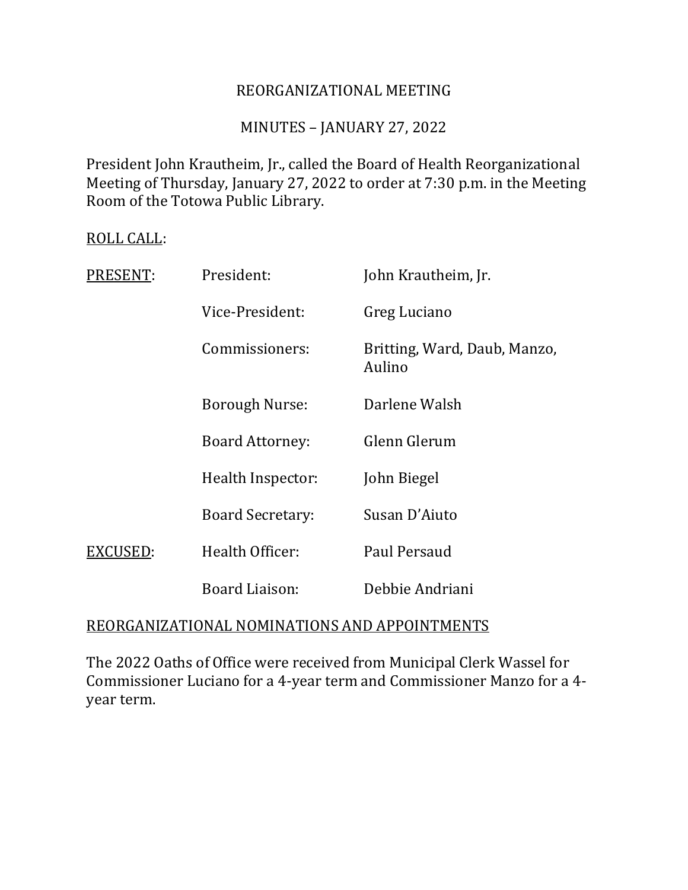# REORGANIZATIONAL MEETING

## MINUTES – JANUARY 27, 2022

President John Krautheim, Jr., called the Board of Health Reorganizational Meeting of Thursday, January 27, 2022 to order at 7:30 p.m. in the Meeting Room of the Totowa Public Library.

<u>ROLL CALL</u>:

| | | |
|---|---|---|
| <u>PRESENT</u>: | President: | John Krautheim, Jr. |
| | Vice-President: | Greg Luciano |
| | Commissioners: | Britting, Ward, Daub, Manzo, Aulino |
| | Borough Nurse: | Darlene Walsh |
| | Board Attorney: | Glenn Glerum |
| | Health Inspector: | John Biegel |
| | Board Secretary: | Susan D'Aiuto |
| <u>EXCUSED</u>: | Health Officer: | Paul Persaud |
| | Board Liaison: | Debbie Andriani |

<u>REORGANIZATIONAL NOMINATIONS AND APPOINTMENTS</u>

The 2022 Oaths of Office were received from Municipal Clerk Wassel for Commissioner Luciano for a 4-year term and Commissioner Manzo for a 4-year term.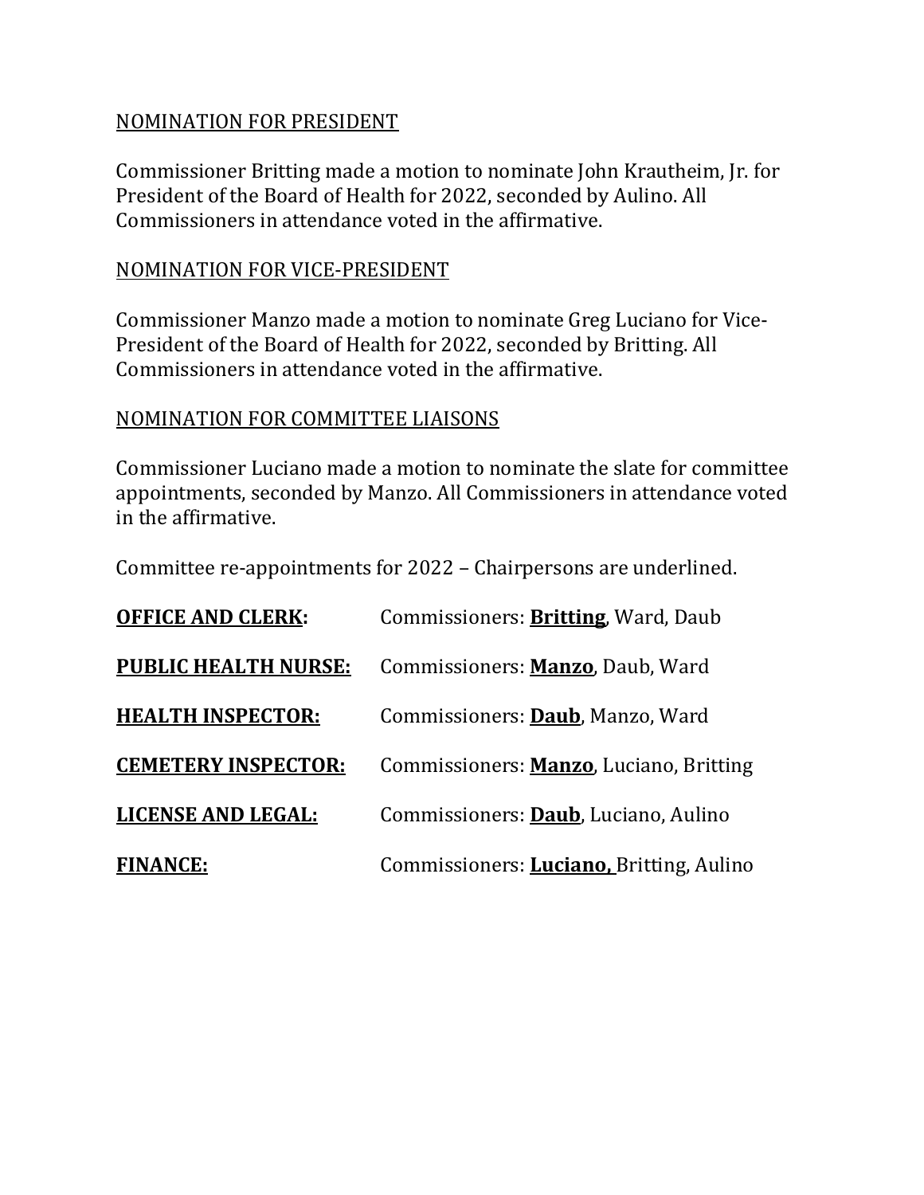NOMINATION FOR PRESIDENT

Commissioner Britting made a motion to nominate John Krautheim, Jr. for President of the Board of Health for 2022, seconded by Aulino. All Commissioners in attendance voted in the affirmative.

NOMINATION FOR VICE-PRESIDENT

Commissioner Manzo made a motion to nominate Greg Luciano for Vice-President of the Board of Health for 2022, seconded by Britting. All Commissioners in attendance voted in the affirmative.

NOMINATION FOR COMMITTEE LIAISONS

Commissioner Luciano made a motion to nominate the slate for committee appointments, seconded by Manzo. All Commissioners in attendance voted in the affirmative.

Committee re-appointments for 2022 – Chairpersons are underlined.

| | |
|---|---|
| **OFFICE AND CLERK:** | Commissioners: **Britting**, Ward, Daub |
| **PUBLIC HEALTH NURSE:** | Commissioners: **Manzo**, Daub, Ward |
| **HEALTH INSPECTOR:** | Commissioners: **Daub**, Manzo, Ward |
| **CEMETERY INSPECTOR:** | Commissioners: **Manzo**, Luciano, Britting |
| **LICENSE AND LEGAL:** | Commissioners: **Daub**, Luciano, Aulino |
| **FINANCE:** | Commissioners: **Luciano,** Britting, Aulino |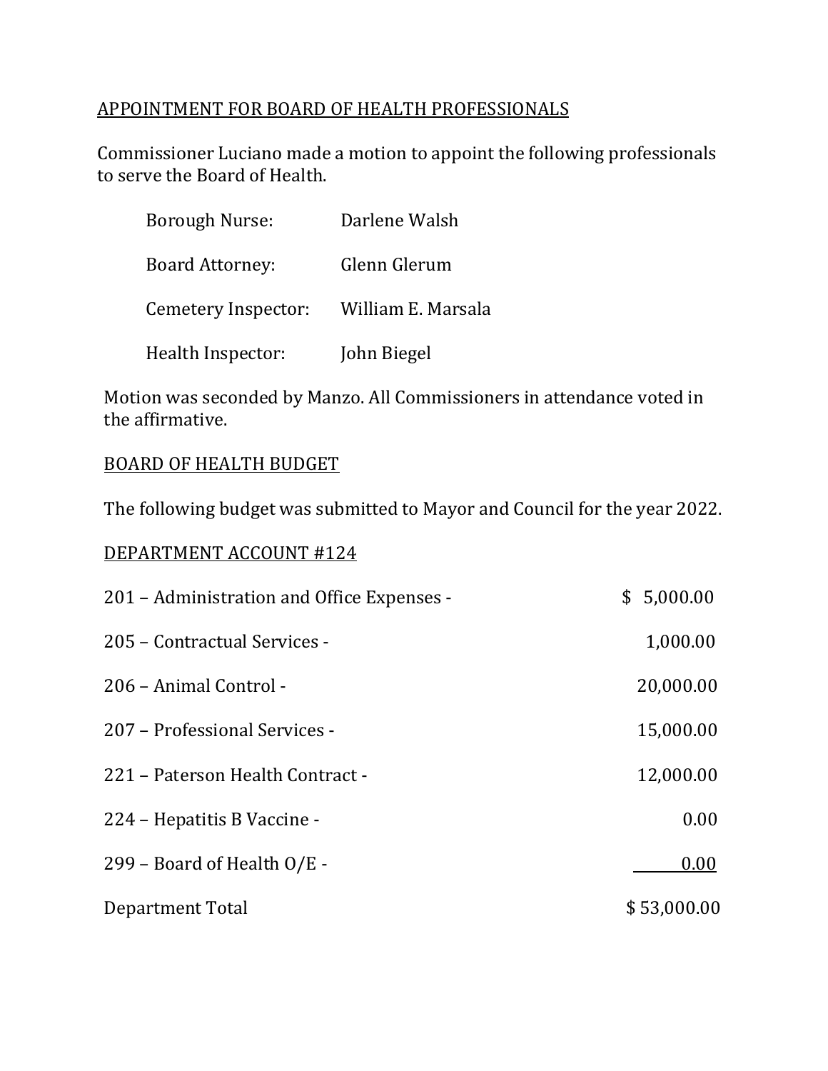## APPOINTMENT FOR BOARD OF HEALTH PROFESSIONALS

Commissioner Luciano made a motion to appoint the following professionals to serve the Board of Health.

| | |
|---|---|
| Borough Nurse: | Darlene Walsh |
| Board Attorney: | Glenn Glerum |
| Cemetery Inspector: | William E. Marsala |
| Health Inspector: | John Biegel |

Motion was seconded by Manzo. All Commissioners in attendance voted in the affirmative.

## BOARD OF HEALTH BUDGET

The following budget was submitted to Mayor and Council for the year 2022.

## DEPARTMENT ACCOUNT #124

| | |
|---|---:|
| 201 – Administration and Office Expenses - | $ 5,000.00 |
| 205 – Contractual Services - | 1,000.00 |
| 206 – Animal Control - | 20,000.00 |
| 207 – Professional Services - | 15,000.00 |
| 221 – Paterson Health Contract - | 12,000.00 |
| 224 – Hepatitis B Vaccine - | 0.00 |
| 299 – Board of Health O/E - | 0.00 |
| Department Total | $ 53,000.00 |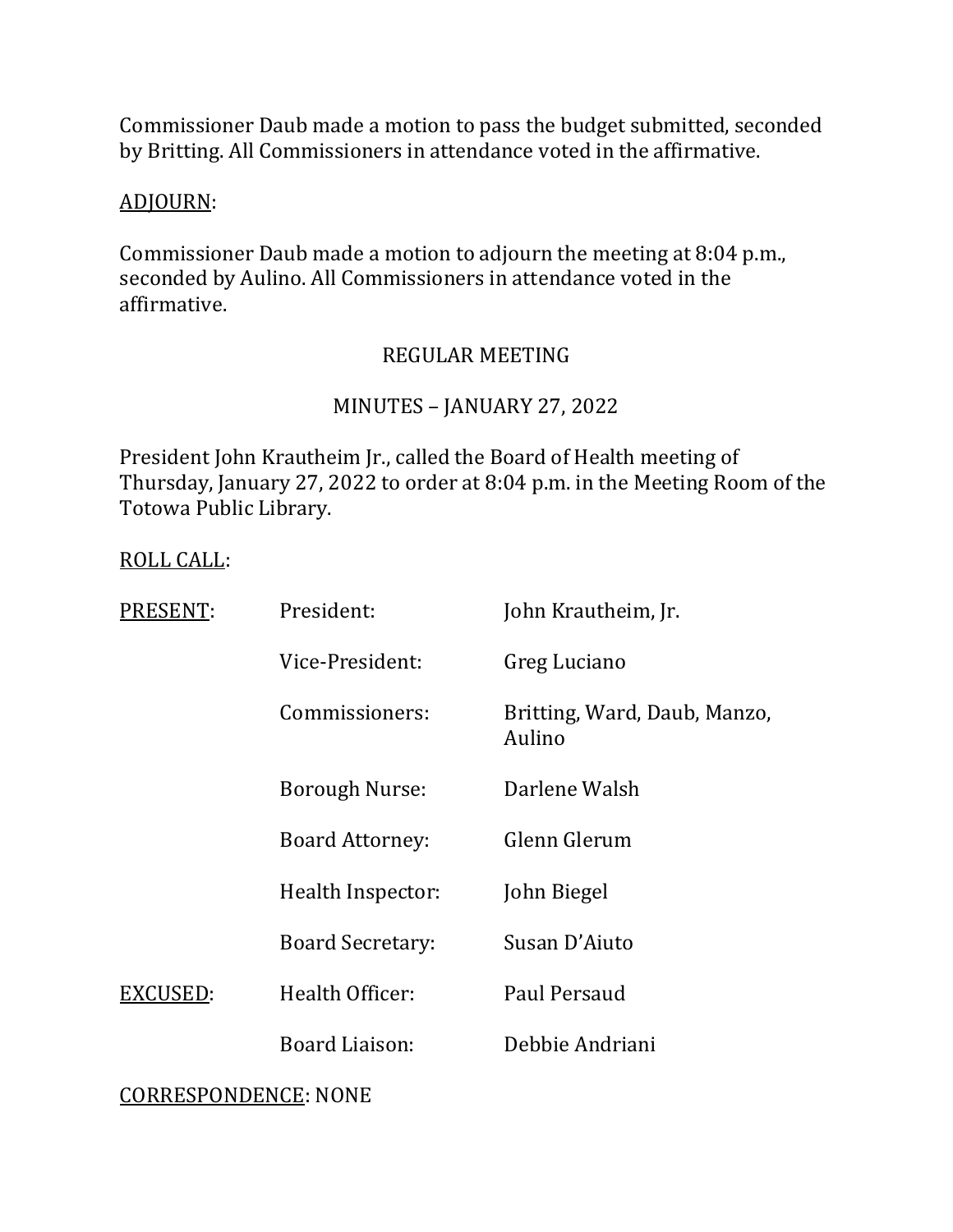Commissioner Daub made a motion to pass the budget submitted, seconded by Britting. All Commissioners in attendance voted in the affirmative.

ADJOURN:

Commissioner Daub made a motion to adjourn the meeting at 8:04 p.m., seconded by Aulino. All Commissioners in attendance voted in the affirmative.

REGULAR MEETING

MINUTES – JANUARY 27, 2022

President John Krautheim Jr., called the Board of Health meeting of Thursday, January 27, 2022 to order at 8:04 p.m. in the Meeting Room of the Totowa Public Library.

ROLL CALL:

| | | |
|---|---|---|
| PRESENT: | President: | John Krautheim, Jr. |
| | Vice-President: | Greg Luciano |
| | Commissioners: | Britting, Ward, Daub, Manzo, Aulino |
| | Borough Nurse: | Darlene Walsh |
| | Board Attorney: | Glenn Glerum |
| | Health Inspector: | John Biegel |
| | Board Secretary: | Susan D'Aiuto |
| EXCUSED: | Health Officer: | Paul Persaud |
| | Board Liaison: | Debbie Andriani |

CORRESPONDENCE: NONE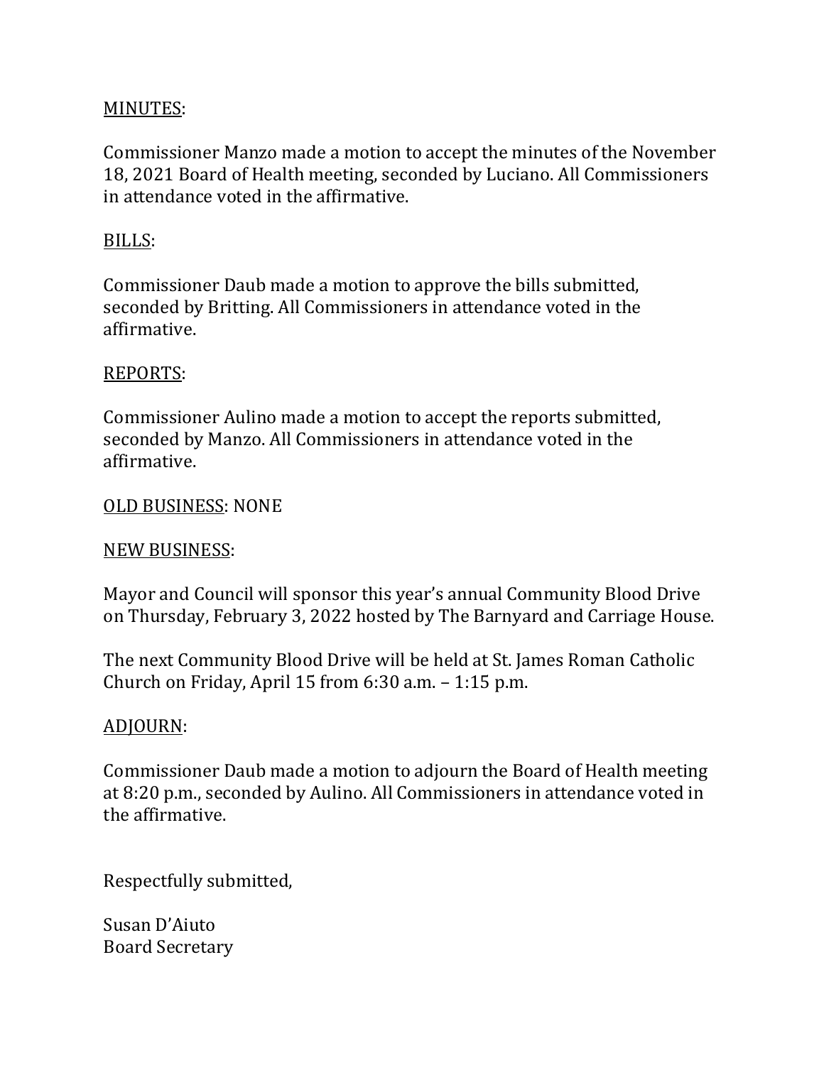MINUTES:

Commissioner Manzo made a motion to accept the minutes of the November 18, 2021 Board of Health meeting, seconded by Luciano. All Commissioners in attendance voted in the affirmative.

BILLS:

Commissioner Daub made a motion to approve the bills submitted, seconded by Britting. All Commissioners in attendance voted in the affirmative.

REPORTS:

Commissioner Aulino made a motion to accept the reports submitted, seconded by Manzo. All Commissioners in attendance voted in the affirmative.

OLD BUSINESS: NONE

NEW BUSINESS:

Mayor and Council will sponsor this year's annual Community Blood Drive on Thursday, February 3, 2022 hosted by The Barnyard and Carriage House.

The next Community Blood Drive will be held at St. James Roman Catholic Church on Friday, April 15 from 6:30 a.m. – 1:15 p.m.

ADJOURN:

Commissioner Daub made a motion to adjourn the Board of Health meeting at 8:20 p.m., seconded by Aulino. All Commissioners in attendance voted in the affirmative.

Respectfully submitted,

Susan D'Aiuto
Board Secretary